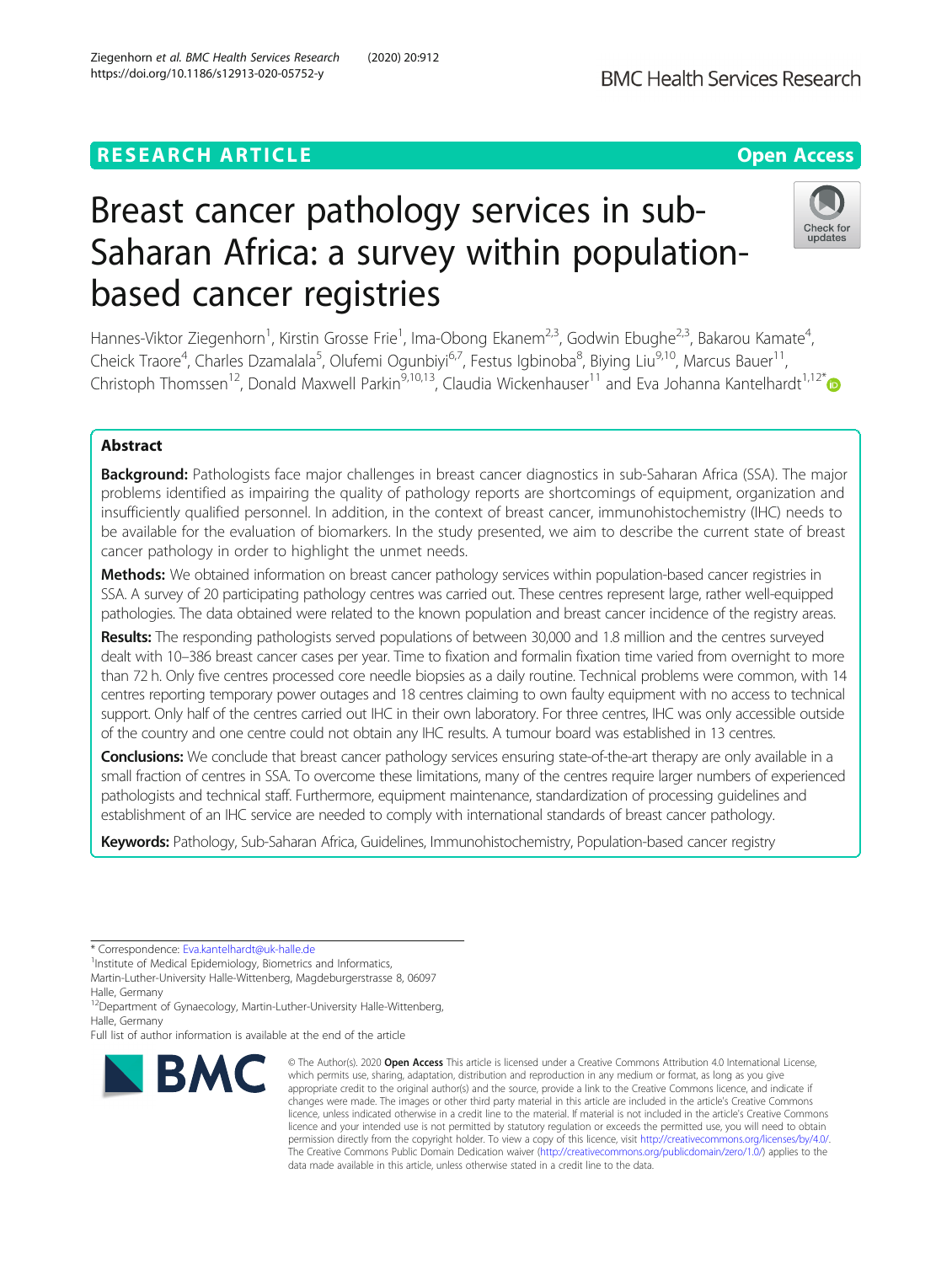RESEARCH ARTICLE

Open Access

# Breast cancer pathology services in sub-Saharan Africa: a survey within population-based cancer registries

Hannes-Viktor Ziegenhorn[1], Kirstin Grosse Frie[1], Ima-Obong Ekanem[2,3], Godwin Ebughe[2,3], Bakarou Kamate[4], Cheick Traore[4], Charles Dzamalala[5], Olufemi Ogunbiyi[6,7], Festus Igbinoba[8], Biying Liu[9,10], Marcus Bauer[11], Christoph Thomssen[12], Donald Maxwell Parkin[9,10,13], Claudia Wickenhauser[11] and Eva Johanna Kantelhardt[1,12*]

## Abstract

**Background:** Pathologists face major challenges in breast cancer diagnostics in sub-Saharan Africa (SSA). The major problems identified as impairing the quality of pathology reports are shortcomings of equipment, organization and insufficiently qualified personnel. In addition, in the context of breast cancer, immunohistochemistry (IHC) needs to be available for the evaluation of biomarkers. In the study presented, we aim to describe the current state of breast cancer pathology in order to highlight the unmet needs.

**Methods:** We obtained information on breast cancer pathology services within population-based cancer registries in SSA. A survey of 20 participating pathology centres was carried out. These centres represent large, rather well-equipped pathologies. The data obtained were related to the known population and breast cancer incidence of the registry areas.

**Results:** The responding pathologists served populations of between 30,000 and 1.8 million and the centres surveyed dealt with 10–386 breast cancer cases per year. Time to fixation and formalin fixation time varied from overnight to more than 72 h. Only five centres processed core needle biopsies as a daily routine. Technical problems were common, with 14 centres reporting temporary power outages and 18 centres claiming to own faulty equipment with no access to technical support. Only half of the centres carried out IHC in their own laboratory. For three centres, IHC was only accessible outside of the country and one centre could not obtain any IHC results. A tumour board was established in 13 centres.

**Conclusions:** We conclude that breast cancer pathology services ensuring state-of-the-art therapy are only available in a small fraction of centres in SSA. To overcome these limitations, many of the centres require larger numbers of experienced pathologists and technical staff. Furthermore, equipment maintenance, standardization of processing guidelines and establishment of an IHC service are needed to comply with international standards of breast cancer pathology.

**Keywords:** Pathology, Sub-Saharan Africa, Guidelines, Immunohistochemistry, Population-based cancer registry

---

\* Correspondence: Eva.kantelhardt@uk-halle.de

[1]Institute of Medical Epidemiology, Biometrics and Informatics, Martin-Luther-University Halle-Wittenberg, Magdeburgerstrasse 8, 06097 Halle, Germany

[12]Department of Gynaecology, Martin-Luther-University Halle-Wittenberg, Halle, Germany

Full list of author information is available at the end of the article

© The Author(s). 2020 **Open Access** This article is licensed under a Creative Commons Attribution 4.0 International License, which permits use, sharing, adaptation, distribution and reproduction in any medium or format, as long as you give appropriate credit to the original author(s) and the source, provide a link to the Creative Commons licence, and indicate if changes were made. The images or other third party material in this article are included in the article's Creative Commons licence, unless indicated otherwise in a credit line to the material. If material is not included in the article's Creative Commons licence and your intended use is not permitted by statutory regulation or exceeds the permitted use, you will need to obtain permission directly from the copyright holder. To view a copy of this licence, visit http://creativecommons.org/licenses/by/4.0/. The Creative Commons Public Domain Dedication waiver (http://creativecommons.org/publicdomain/zero/1.0/) applies to the data made available in this article, unless otherwise stated in a credit line to the data.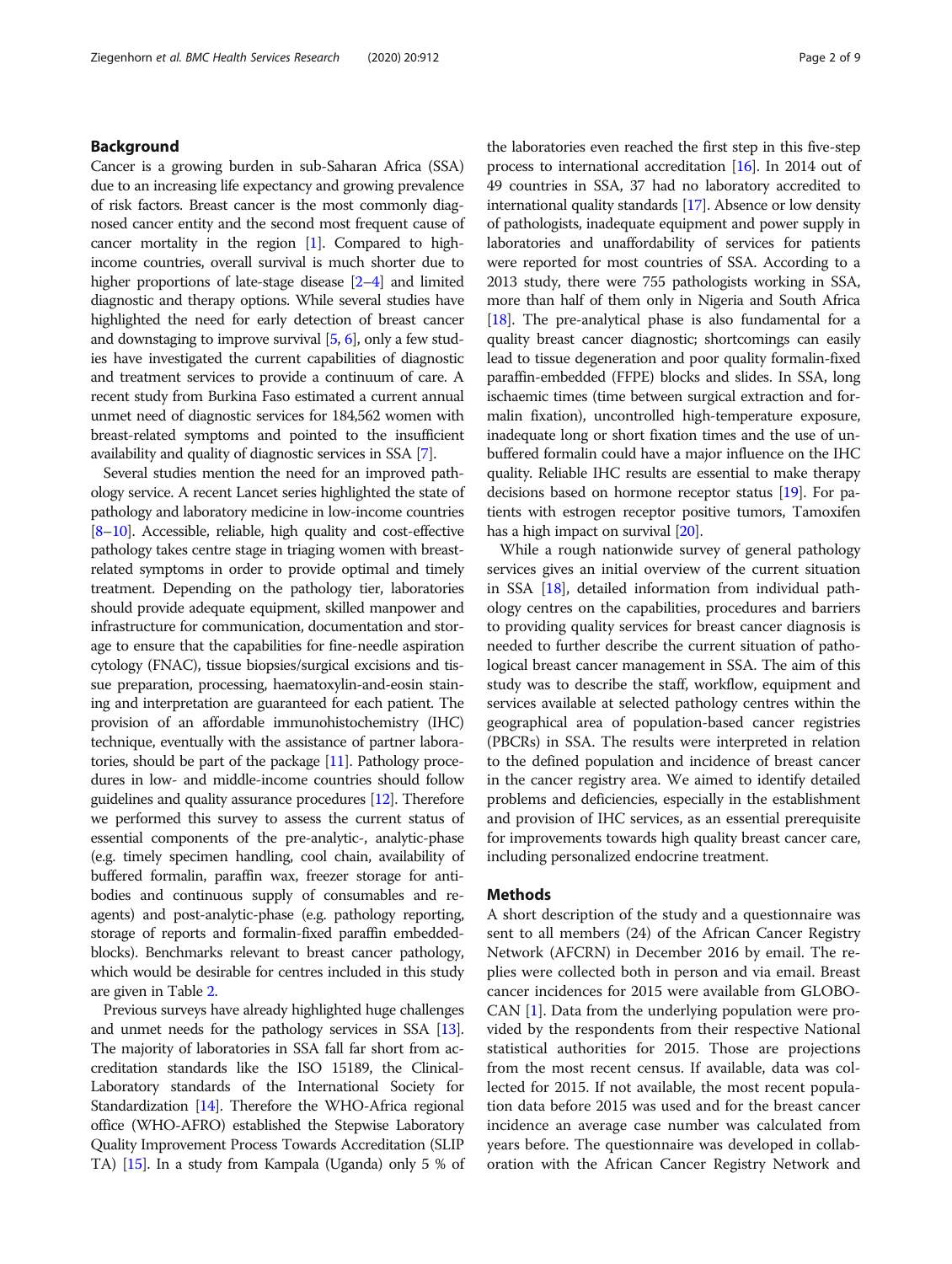## Background

Cancer is a growing burden in sub-Saharan Africa (SSA) due to an increasing life expectancy and growing prevalence of risk factors. Breast cancer is the most commonly diagnosed cancer entity and the second most frequent cause of cancer mortality in the region [1]. Compared to high-income countries, overall survival is much shorter due to higher proportions of late-stage disease [2–4] and limited diagnostic and therapy options. While several studies have highlighted the need for early detection of breast cancer and downstaging to improve survival [5, 6], only a few studies have investigated the current capabilities of diagnostic and treatment services to provide a continuum of care. A recent study from Burkina Faso estimated a current annual unmet need of diagnostic services for 184,562 women with breast-related symptoms and pointed to the insufficient availability and quality of diagnostic services in SSA [7].

Several studies mention the need for an improved pathology service. A recent Lancet series highlighted the state of pathology and laboratory medicine in low-income countries [8–10]. Accessible, reliable, high quality and cost-effective pathology takes centre stage in triaging women with breast-related symptoms in order to provide optimal and timely treatment. Depending on the pathology tier, laboratories should provide adequate equipment, skilled manpower and infrastructure for communication, documentation and storage to ensure that the capabilities for fine-needle aspiration cytology (FNAC), tissue biopsies/surgical excisions and tissue preparation, processing, haematoxylin-and-eosin staining and interpretation are guaranteed for each patient. The provision of an affordable immunohistochemistry (IHC) technique, eventually with the assistance of partner laboratories, should be part of the package [11]. Pathology procedures in low- and middle-income countries should follow guidelines and quality assurance procedures [12]. Therefore we performed this survey to assess the current status of essential components of the pre-analytic-, analytic-phase (e.g. timely specimen handling, cool chain, availability of buffered formalin, paraffin wax, freezer storage for antibodies and continuous supply of consumables and reagents) and post-analytic-phase (e.g. pathology reporting, storage of reports and formalin-fixed paraffin embedded-blocks). Benchmarks relevant to breast cancer pathology, which would be desirable for centres included in this study are given in Table 2.

Previous surveys have already highlighted huge challenges and unmet needs for the pathology services in SSA [13]. The majority of laboratories in SSA fall far short from accreditation standards like the ISO 15189, the Clinical-Laboratory standards of the International Society for Standardization [14]. Therefore the WHO-Africa regional office (WHO-AFRO) established the Stepwise Laboratory Quality Improvement Process Towards Accreditation (SLIP TA) [15]. In a study from Kampala (Uganda) only 5 % of the laboratories even reached the first step in this five-step process to international accreditation [16]. In 2014 out of 49 countries in SSA, 37 had no laboratory accredited to international quality standards [17]. Absence or low density of pathologists, inadequate equipment and power supply in laboratories and unaffordability of services for patients were reported for most countries of SSA. According to a 2013 study, there were 755 pathologists working in SSA, more than half of them only in Nigeria and South Africa [18]. The pre-analytical phase is also fundamental for a quality breast cancer diagnostic; shortcomings can easily lead to tissue degeneration and poor quality formalin-fixed paraffin-embedded (FFPE) blocks and slides. In SSA, long ischaemic times (time between surgical extraction and formalin fixation), uncontrolled high-temperature exposure, inadequate long or short fixation times and the use of unbuffered formalin could have a major influence on the IHC quality. Reliable IHC results are essential to make therapy decisions based on hormone receptor status [19]. For patients with estrogen receptor positive tumors, Tamoxifen has a high impact on survival [20].

While a rough nationwide survey of general pathology services gives an initial overview of the current situation in SSA [18], detailed information from individual pathology centres on the capabilities, procedures and barriers to providing quality services for breast cancer diagnosis is needed to further describe the current situation of pathological breast cancer management in SSA. The aim of this study was to describe the staff, workflow, equipment and services available at selected pathology centres within the geographical area of population-based cancer registries (PBCRs) in SSA. The results were interpreted in relation to the defined population and incidence of breast cancer in the cancer registry area. We aimed to identify detailed problems and deficiencies, especially in the establishment and provision of IHC services, as an essential prerequisite for improvements towards high quality breast cancer care, including personalized endocrine treatment.

## Methods

A short description of the study and a questionnaire was sent to all members (24) of the African Cancer Registry Network (AFCRN) in December 2016 by email. The replies were collected both in person and via email. Breast cancer incidences for 2015 were available from GLOBOCAN [1]. Data from the underlying population were provided by the respondents from their respective National statistical authorities for 2015. Those are projections from the most recent census. If available, data was collected for 2015. If not available, the most recent population data before 2015 was used and for the breast cancer incidence an average case number was calculated from years before. The questionnaire was developed in collaboration with the African Cancer Registry Network and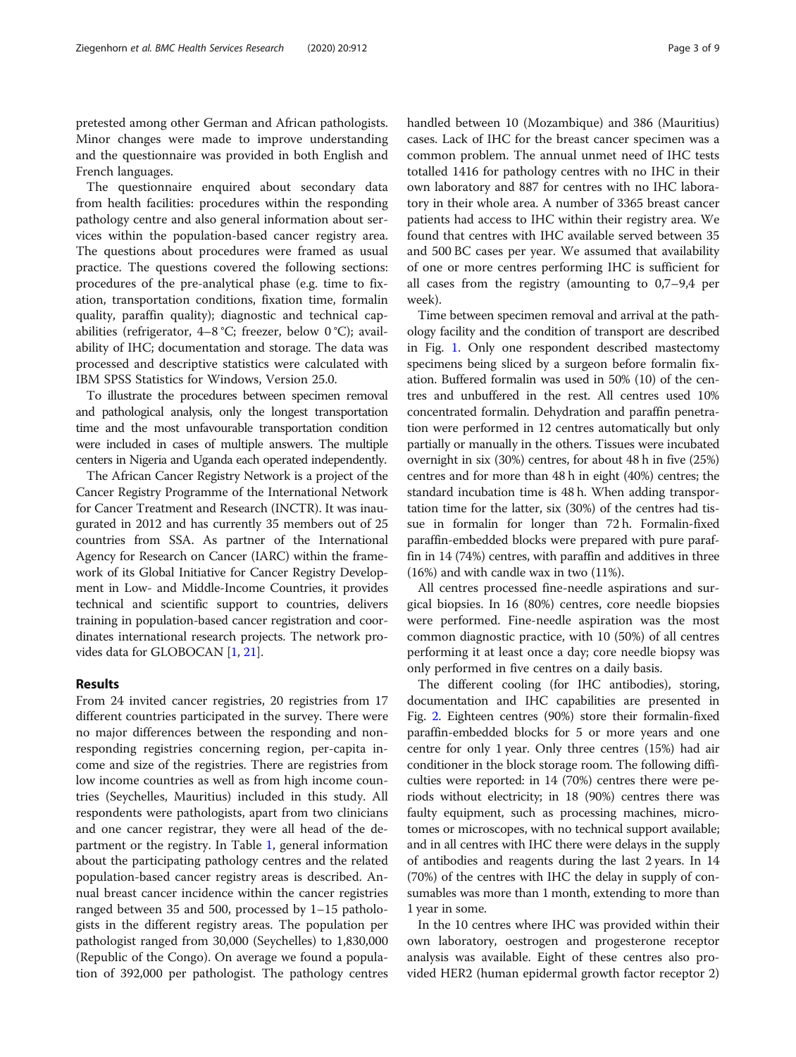pretested among other German and African pathologists. Minor changes were made to improve understanding and the questionnaire was provided in both English and French languages.

The questionnaire enquired about secondary data from health facilities: procedures within the responding pathology centre and also general information about services within the population-based cancer registry area. The questions about procedures were framed as usual practice. The questions covered the following sections: procedures of the pre-analytical phase (e.g. time to fixation, transportation conditions, fixation time, formalin quality, paraffin quality); diagnostic and technical capabilities (refrigerator, 4–8 °C; freezer, below 0 °C); availability of IHC; documentation and storage. The data was processed and descriptive statistics were calculated with IBM SPSS Statistics for Windows, Version 25.0.

To illustrate the procedures between specimen removal and pathological analysis, only the longest transportation time and the most unfavourable transportation condition were included in cases of multiple answers. The multiple centers in Nigeria and Uganda each operated independently.

The African Cancer Registry Network is a project of the Cancer Registry Programme of the International Network for Cancer Treatment and Research (INCTR). It was inaugurated in 2012 and has currently 35 members out of 25 countries from SSA. As partner of the International Agency for Research on Cancer (IARC) within the framework of its Global Initiative for Cancer Registry Development in Low- and Middle-Income Countries, it provides technical and scientific support to countries, delivers training in population-based cancer registration and coordinates international research projects. The network provides data for GLOBOCAN [1, 21].

## Results

From 24 invited cancer registries, 20 registries from 17 different countries participated in the survey. There were no major differences between the responding and non-responding registries concerning region, per-capita income and size of the registries. There are registries from low income countries as well as from high income countries (Seychelles, Mauritius) included in this study. All respondents were pathologists, apart from two clinicians and one cancer registrar, they were all head of the department or the registry. In Table 1, general information about the participating pathology centres and the related population-based cancer registry areas is described. Annual breast cancer incidence within the cancer registries ranged between 35 and 500, processed by 1–15 pathologists in the different registry areas. The population per pathologist ranged from 30,000 (Seychelles) to 1,830,000 (Republic of the Congo). On average we found a population of 392,000 per pathologist. The pathology centres handled between 10 (Mozambique) and 386 (Mauritius) cases. Lack of IHC for the breast cancer specimen was a common problem. The annual unmet need of IHC tests totalled 1416 for pathology centres with no IHC in their own laboratory and 887 for centres with no IHC laboratory in their whole area. A number of 3365 breast cancer patients had access to IHC within their registry area. We found that centres with IHC available served between 35 and 500 BC cases per year. We assumed that availability of one or more centres performing IHC is sufficient for all cases from the registry (amounting to 0,7–9,4 per week).

Time between specimen removal and arrival at the pathology facility and the condition of transport are described in Fig. 1. Only one respondent described mastectomy specimens being sliced by a surgeon before formalin fixation. Buffered formalin was used in 50% (10) of the centres and unbuffered in the rest. All centres used 10% concentrated formalin. Dehydration and paraffin penetration were performed in 12 centres automatically but only partially or manually in the others. Tissues were incubated overnight in six (30%) centres, for about 48 h in five (25%) centres and for more than 48 h in eight (40%) centres; the standard incubation time is 48 h. When adding transportation time for the latter, six (30%) of the centres had tissue in formalin for longer than 72 h. Formalin-fixed paraffin-embedded blocks were prepared with pure paraffin in 14 (74%) centres, with paraffin and additives in three (16%) and with candle wax in two (11%).

All centres processed fine-needle aspirations and surgical biopsies. In 16 (80%) centres, core needle biopsies were performed. Fine-needle aspiration was the most common diagnostic practice, with 10 (50%) of all centres performing it at least once a day; core needle biopsy was only performed in five centres on a daily basis.

The different cooling (for IHC antibodies), storing, documentation and IHC capabilities are presented in Fig. 2. Eighteen centres (90%) store their formalin-fixed paraffin-embedded blocks for 5 or more years and one centre for only 1 year. Only three centres (15%) had air conditioner in the block storage room. The following difficulties were reported: in 14 (70%) centres there were periods without electricity; in 18 (90%) centres there was faulty equipment, such as processing machines, microtomes or microscopes, with no technical support available; and in all centres with IHC there were delays in the supply of antibodies and reagents during the last 2 years. In 14 (70%) of the centres with IHC the delay in supply of consumables was more than 1 month, extending to more than 1 year in some.

In the 10 centres where IHC was provided within their own laboratory, oestrogen and progesterone receptor analysis was available. Eight of these centres also provided HER2 (human epidermal growth factor receptor 2)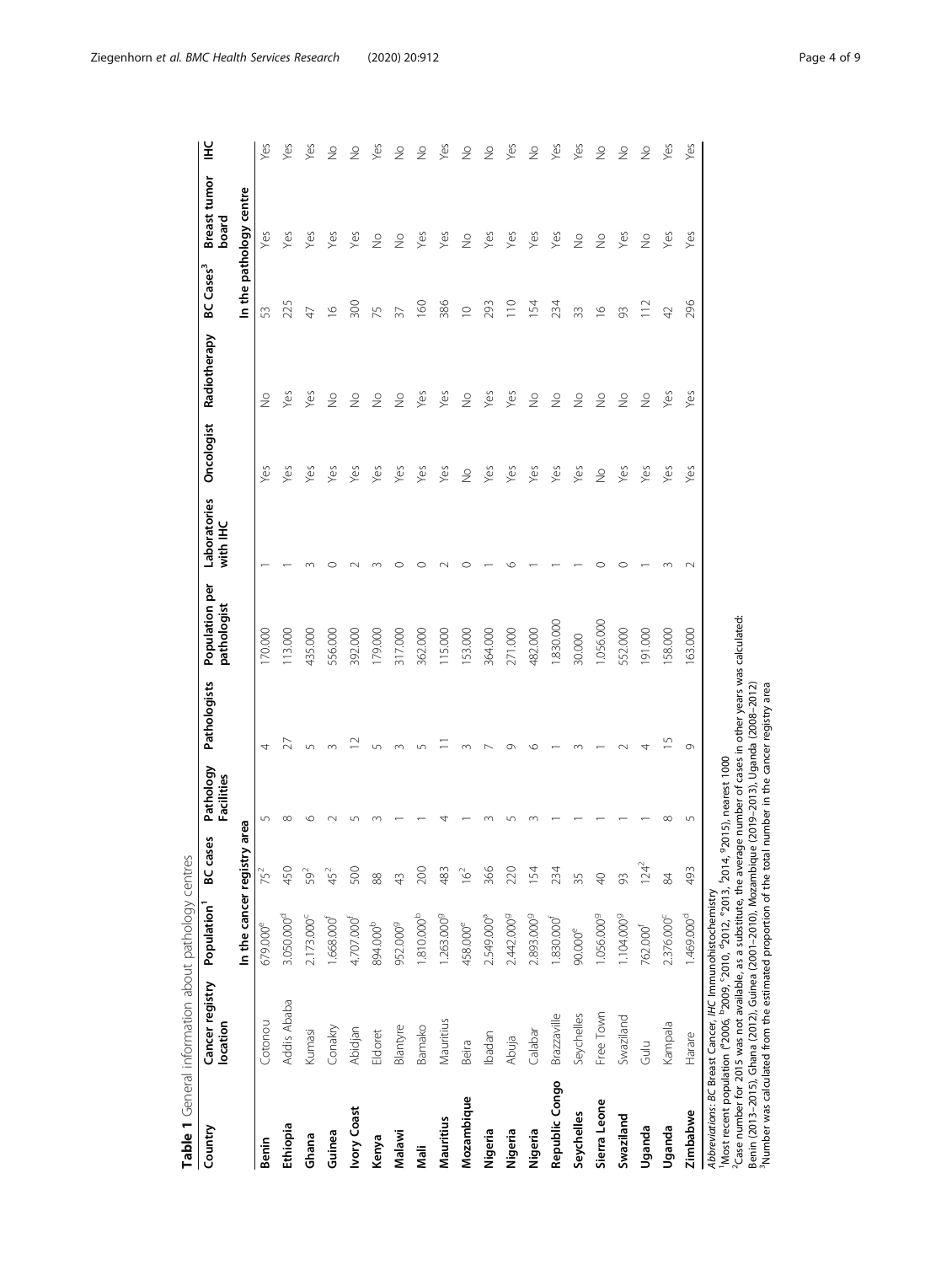**Table 1** General information about pathology centres

| Country | Cancer registry location | Population[1] | BC cases | Pathology Facilities | Pathologists | Population per pathologist | Laboratories with IHC | Oncologist | Radiotherapy | BC Cases[3] | Breast tumor board | IHC |
|---|---|---|---|---|---|---|---|---|---|---|---|---|
| | | In the cancer registry area | | | | | | | | In the pathology centre | | |
| **Benin** | Cotonou | 679.000[e] | 75[2] | 5 | 4 | 170.000 | 1 | Yes | No | 53 | Yes | Yes |
| **Ethiopia** | Addis Ababa | 3.050.000[d] | 450 | 8 | 27 | 113.000 | 1 | Yes | Yes | 225 | Yes | Yes |
| **Ghana** | Kumasi | 2.173.000[c] | 59[2] | 6 | 5 | 435.000 | 3 | Yes | Yes | 47 | Yes | Yes |
| **Guinea** | Conakry | 1.668.000[f] | 45[2] | 2 | 3 | 556.000 | 0 | Yes | No | 16 | Yes | No |
| **Ivory Coast** | Abidjan | 4.707.000[f] | 500 | 5 | 12 | 392.000 | 2 | Yes | No | 300 | Yes | No |
| **Kenya** | Eldoret | 894.000[b] | 88 | 3 | 5 | 179.000 | 3 | Yes | No | 75 | No | Yes |
| **Malawi** | Blantyre | 952.000[g] | 43 | 1 | 3 | 317.000 | 0 | Yes | No | 37 | No | No |
| **Mali** | Bamako | 1.810.000[b] | 200 | 1 | 5 | 362.000 | 0 | Yes | Yes | 160 | Yes | No |
| **Mauritius** | Mauritius | 1.263.000[g] | 483 | 4 | 11 | 115.000 | 2 | Yes | Yes | 386 | Yes | Yes |
| **Mozambique** | Beira | 458.000[e] | 16[2] | 1 | 3 | 153.000 | 0 | No | No | 10 | No | No |
| **Nigeria** | Ibadan | 2.549.000[a] | 366 | 3 | 7 | 364.000 | 1 | Yes | Yes | 293 | Yes | No |
| **Nigeria** | Abuja | 2.442.000[g] | 220 | 5 | 9 | 271.000 | 6 | Yes | Yes | 110 | Yes | Yes |
| **Nigeria** | Calabar | 2.893.000[g] | 154 | 3 | 6 | 482.000 | 1 | Yes | No | 154 | Yes | No |
| **Republic Congo** | Brazzaville | 1.830.000[f] | 234 | 1 | 1 | 1.830.000 | 1 | Yes | No | 234 | Yes | Yes |
| **Seychelles** | Seychelles | 90.000[e] | 35 | 1 | 3 | 30.000 | 1 | Yes | No | 33 | No | Yes |
| **Sierra Leone** | Free Town | 1.056.000[g] | 40 | 1 | 1 | 1.056.000 | 0 | No | No | 16 | No | No |
| **Swaziland** | Swaziland | 1.104.000[g] | 93 | 1 | 2 | 552.000 | 0 | Yes | No | 93 | Yes | No |
| **Uganda** | Gulu | 762.000[f] | 124[2] | 1 | 4 | 191.000 | 1 | Yes | No | 112 | No | No |
| **Uganda** | Kampala | 2.376.000[c] | 84 | 8 | 15 | 158.000 | 3 | Yes | Yes | 42 | Yes | Yes |
| **Zimbabwe** | Harare | 1.469.000[d] | 493 | 5 | 9 | 163.000 | 2 | Yes | Yes | 296 | Yes | Yes |

*Abbreviations*: *BC* Breast Cancer, *IHC* Immunohistochemistry
[1]Most recent population ([a]2006, [b]2009, [c]2010, [d]2012, [e]2013, [f]2014, [g]2015), nearest 1000
[2]Case number for 2015 was not available, as a substitute, the average number of cases in other years was calculated: Benin (2013–2015), Ghana (2012), Guinea (2001–2010), Mozambique (2019–2013), Uganda (2008–2012)
[3]Number was calculated from the estimated proportion of the total number in the cancer registry area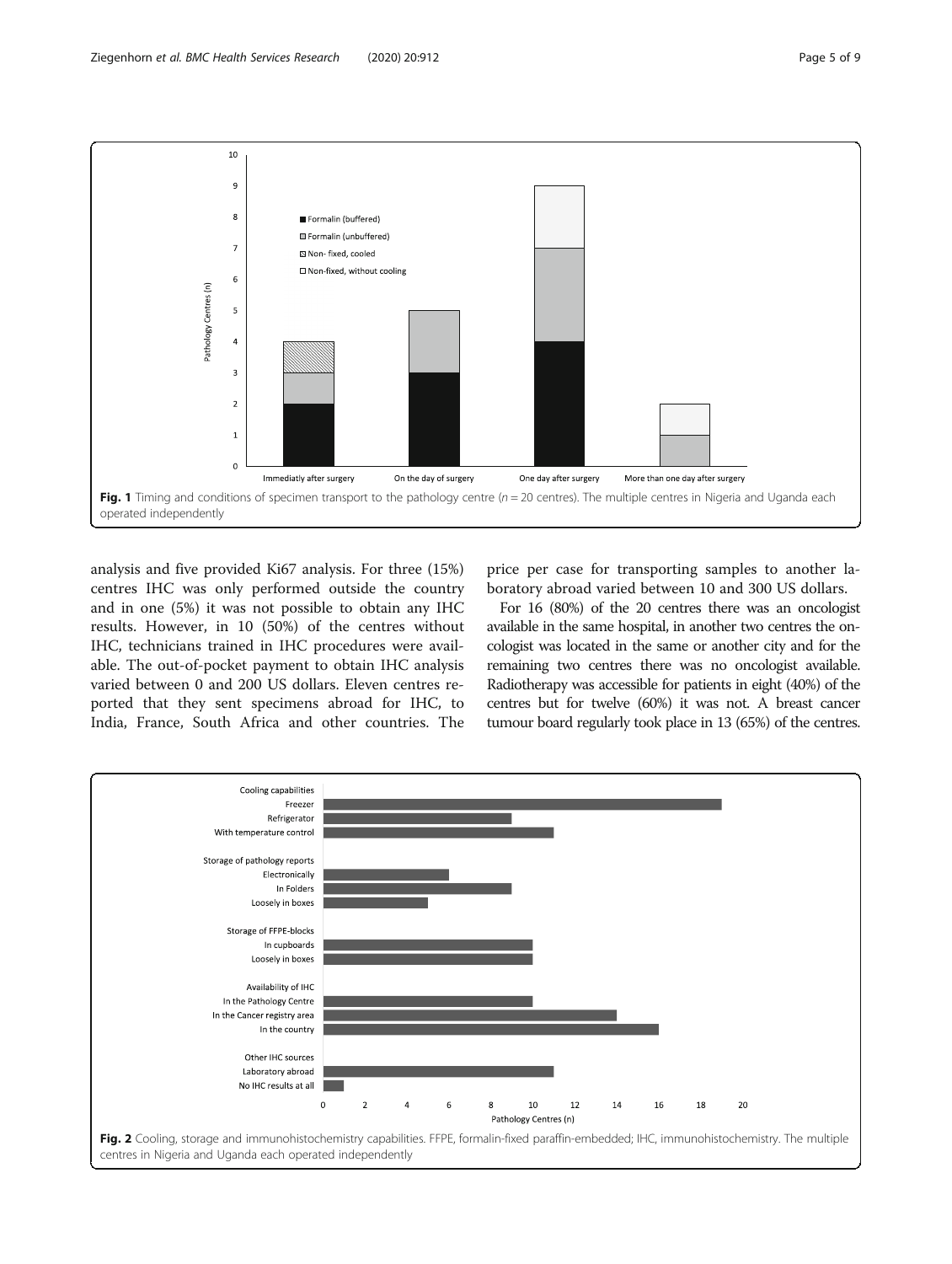Fig. 1 Timing and conditions of specimen transport to the pathology centre ($n = 20$ centres). The multiple centres in Nigeria and Uganda each operated independently

analysis and five provided Ki67 analysis. For three (15%) centres IHC was only performed outside the country and in one (5%) it was not possible to obtain any IHC results. However, in 10 (50%) of the centres without IHC, technicians trained in IHC procedures were available. The out-of-pocket payment to obtain IHC analysis varied between 0 and 200 US dollars. Eleven centres reported that they sent specimens abroad for IHC, to India, France, South Africa and other countries. The price per case for transporting samples to another laboratory abroad varied between 10 and 300 US dollars.

For 16 (80%) of the 20 centres there was an oncologist available in the same hospital, in another two centres the oncologist was located in the same or another city and for the remaining two centres there was no oncologist available. Radiotherapy was accessible for patients in eight (40%) of the centres but for twelve (60%) it was not. A breast cancer tumour board regularly took place in 13 (65%) of the centres.

Fig. 2 Cooling, storage and immunohistochemistry capabilities. FFPE, formalin-fixed paraffin-embedded; IHC, immunohistochemistry. The multiple centres in Nigeria and Uganda each operated independently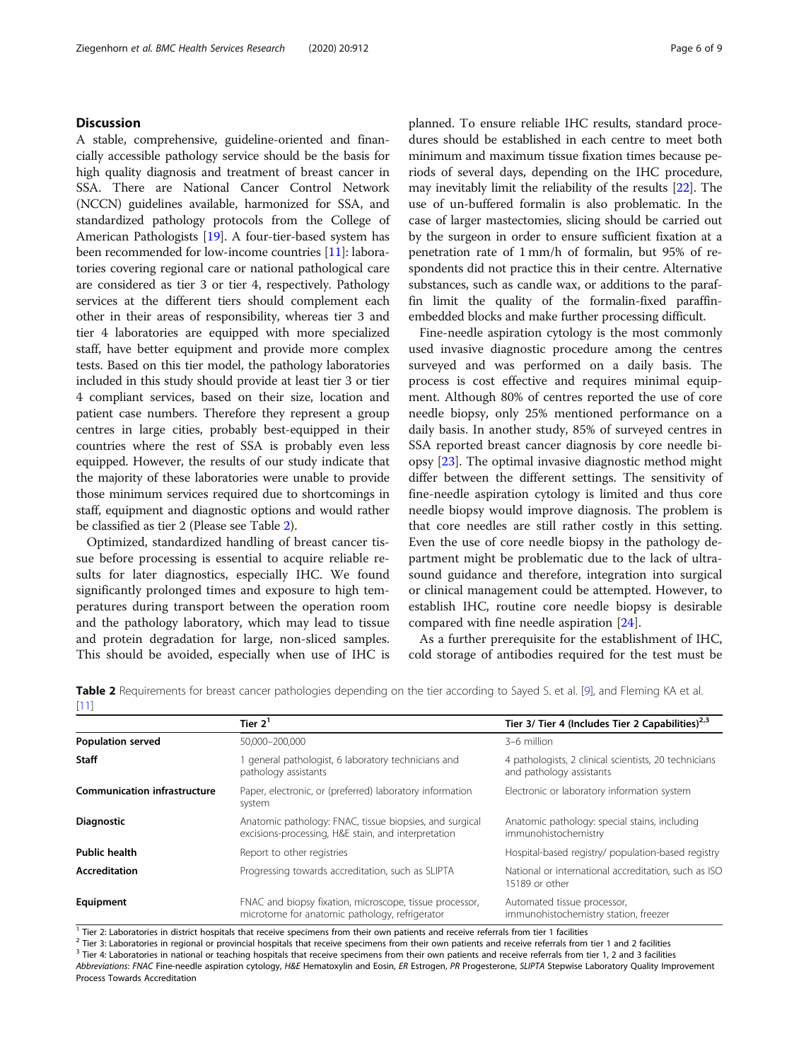## Discussion

A stable, comprehensive, guideline-oriented and financially accessible pathology service should be the basis for high quality diagnosis and treatment of breast cancer in SSA. There are National Cancer Control Network (NCCN) guidelines available, harmonized for SSA, and standardized pathology protocols from the College of American Pathologists [19]. A four-tier-based system has been recommended for low-income countries [11]: laboratories covering regional care or national pathological care are considered as tier 3 or tier 4, respectively. Pathology services at the different tiers should complement each other in their areas of responsibility, whereas tier 3 and tier 4 laboratories are equipped with more specialized staff, have better equipment and provide more complex tests. Based on this tier model, the pathology laboratories included in this study should provide at least tier 3 or tier 4 compliant services, based on their size, location and patient case numbers. Therefore they represent a group centres in large cities, probably best-equipped in their countries where the rest of SSA is probably even less equipped. However, the results of our study indicate that the majority of these laboratories were unable to provide those minimum services required due to shortcomings in staff, equipment and diagnostic options and would rather be classified as tier 2 (Please see Table 2).

Optimized, standardized handling of breast cancer tissue before processing is essential to acquire reliable results for later diagnostics, especially IHC. We found significantly prolonged times and exposure to high temperatures during transport between the operation room and the pathology laboratory, which may lead to tissue and protein degradation for large, non-sliced samples. This should be avoided, especially when use of IHC is planned. To ensure reliable IHC results, standard procedures should be established in each centre to meet both minimum and maximum tissue fixation times because periods of several days, depending on the IHC procedure, may inevitably limit the reliability of the results [22]. The use of un-buffered formalin is also problematic. In the case of larger mastectomies, slicing should be carried out by the surgeon in order to ensure sufficient fixation at a penetration rate of 1 mm/h of formalin, but 95% of respondents did not practice this in their centre. Alternative substances, such as candle wax, or additions to the paraffin limit the quality of the formalin-fixed paraffin-embedded blocks and make further processing difficult.

Fine-needle aspiration cytology is the most commonly used invasive diagnostic procedure among the centres surveyed and was performed on a daily basis. The process is cost effective and requires minimal equipment. Although 80% of centres reported the use of core needle biopsy, only 25% mentioned performance on a daily basis. In another study, 85% of surveyed centres in SSA reported breast cancer diagnosis by core needle biopsy [23]. The optimal invasive diagnostic method might differ between the different settings. The sensitivity of fine-needle aspiration cytology is limited and thus core needle biopsy would improve diagnosis. The problem is that core needles are still rather costly in this setting. Even the use of core needle biopsy in the pathology department might be problematic due to the lack of ultrasound guidance and therefore, integration into surgical or clinical management could be attempted. However, to establish IHC, routine core needle biopsy is desirable compared with fine needle aspiration [24].

As a further prerequisite for the establishment of IHC, cold storage of antibodies required for the test must be

**Table 2** Requirements for breast cancer pathologies depending on the tier according to Sayed S. et al. [9], and Fleming KA et al. [11]

| | Tier 2[1] | Tier 3/ Tier 4 (Includes Tier 2 Capabilities)[2,3] |
|---|---|---|
| **Population served** | 50,000–200,000 | 3–6 million |
| **Staff** | 1 general pathologist, 6 laboratory technicians and pathology assistants | 4 pathologists, 2 clinical scientists, 20 technicians and pathology assistants |
| **Communication infrastructure** | Paper, electronic, or (preferred) laboratory information system | Electronic or laboratory information system |
| **Diagnostic** | Anatomic pathology: FNAC, tissue biopsies, and surgical excisions-processing, H&E stain, and interpretation | Anatomic pathology: special stains, including immunohistochemistry |
| **Public health** | Report to other registries | Hospital-based registry/ population-based registry |
| **Accreditation** | Progressing towards accreditation, such as SLIPTA | National or international accreditation, such as ISO 15189 or other |
| **Equipment** | FNAC and biopsy fixation, microscope, tissue processor, microtome for anatomic pathology, refrigerator | Automated tissue processor, immunohistochemistry station, freezer |

[1] Tier 2: Laboratories in district hospitals that receive specimens from their own patients and receive referrals from tier 1 facilities
[2] Tier 3: Laboratories in regional or provincial hospitals that receive specimens from their own patients and receive referrals from tier 1 and 2 facilities
[3] Tier 4: Laboratories in national or teaching hospitals that receive specimens from their own patients and receive referrals from tier 1, 2 and 3 facilities
*Abbreviations*: *FNAC* Fine-needle aspiration cytology, *H&E* Hematoxylin and Eosin, *ER* Estrogen, *PR* Progesterone, *SLIPTA* Stepwise Laboratory Quality Improvement Process Towards Accreditation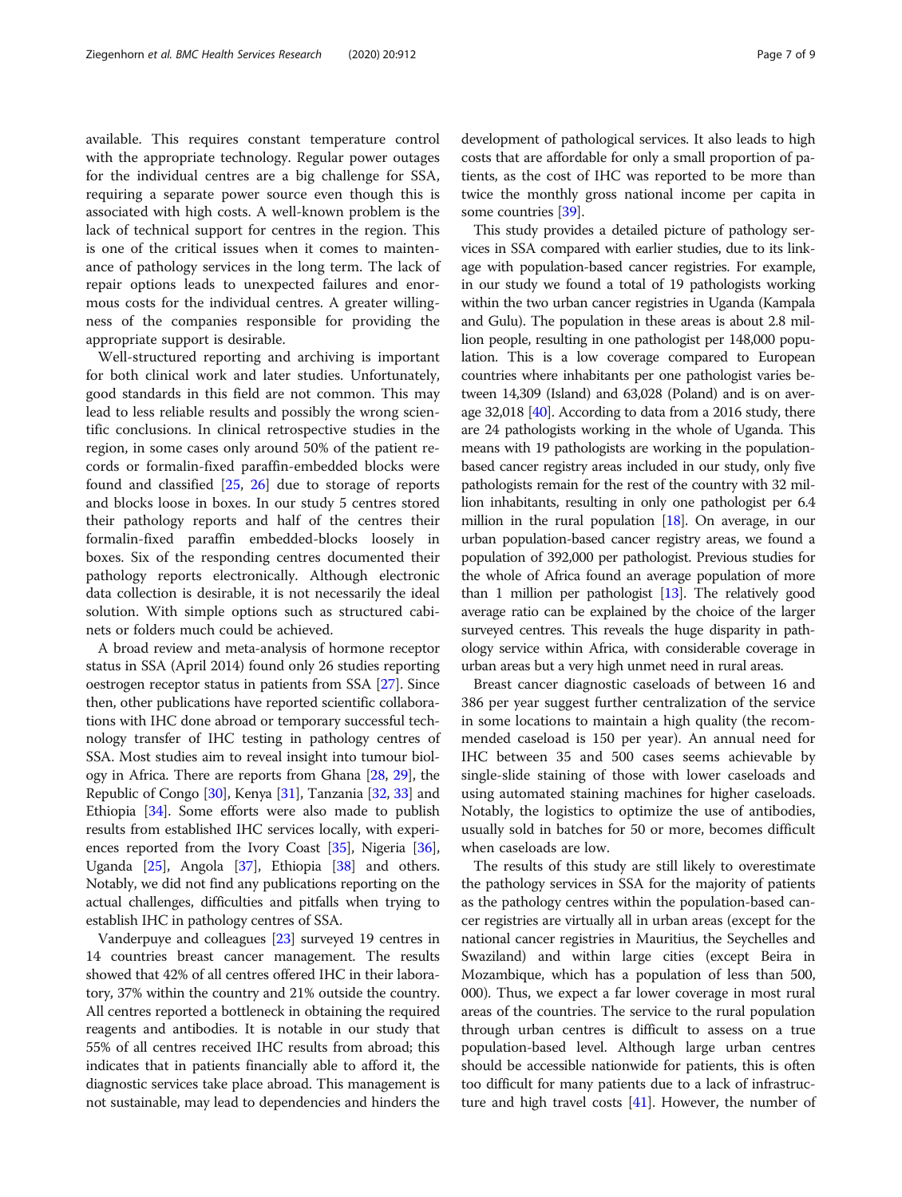available. This requires constant temperature control with the appropriate technology. Regular power outages for the individual centres are a big challenge for SSA, requiring a separate power source even though this is associated with high costs. A well-known problem is the lack of technical support for centres in the region. This is one of the critical issues when it comes to maintenance of pathology services in the long term. The lack of repair options leads to unexpected failures and enormous costs for the individual centres. A greater willingness of the companies responsible for providing the appropriate support is desirable.

Well-structured reporting and archiving is important for both clinical work and later studies. Unfortunately, good standards in this field are not common. This may lead to less reliable results and possibly the wrong scientific conclusions. In clinical retrospective studies in the region, in some cases only around 50% of the patient records or formalin-fixed paraffin-embedded blocks were found and classified [25, 26] due to storage of reports and blocks loose in boxes. In our study 5 centres stored their pathology reports and half of the centres their formalin-fixed paraffin embedded-blocks loosely in boxes. Six of the responding centres documented their pathology reports electronically. Although electronic data collection is desirable, it is not necessarily the ideal solution. With simple options such as structured cabinets or folders much could be achieved.

A broad review and meta-analysis of hormone receptor status in SSA (April 2014) found only 26 studies reporting oestrogen receptor status in patients from SSA [27]. Since then, other publications have reported scientific collaborations with IHC done abroad or temporary successful technology transfer of IHC testing in pathology centres of SSA. Most studies aim to reveal insight into tumour biology in Africa. There are reports from Ghana [28, 29], the Republic of Congo [30], Kenya [31], Tanzania [32, 33] and Ethiopia [34]. Some efforts were also made to publish results from established IHC services locally, with experiences reported from the Ivory Coast [35], Nigeria [36], Uganda [25], Angola [37], Ethiopia [38] and others. Notably, we did not find any publications reporting on the actual challenges, difficulties and pitfalls when trying to establish IHC in pathology centres of SSA.

Vanderpuye and colleagues [23] surveyed 19 centres in 14 countries breast cancer management. The results showed that 42% of all centres offered IHC in their laboratory, 37% within the country and 21% outside the country. All centres reported a bottleneck in obtaining the required reagents and antibodies. It is notable in our study that 55% of all centres received IHC results from abroad; this indicates that in patients financially able to afford it, the diagnostic services take place abroad. This management is not sustainable, may lead to dependencies and hinders the development of pathological services. It also leads to high costs that are affordable for only a small proportion of patients, as the cost of IHC was reported to be more than twice the monthly gross national income per capita in some countries [39].

This study provides a detailed picture of pathology services in SSA compared with earlier studies, due to its linkage with population-based cancer registries. For example, in our study we found a total of 19 pathologists working within the two urban cancer registries in Uganda (Kampala and Gulu). The population in these areas is about 2.8 million people, resulting in one pathologist per 148,000 population. This is a low coverage compared to European countries where inhabitants per one pathologist varies between 14,309 (Island) and 63,028 (Poland) and is on average 32,018 [40]. According to data from a 2016 study, there are 24 pathologists working in the whole of Uganda. This means with 19 pathologists are working in the population-based cancer registry areas included in our study, only five pathologists remain for the rest of the country with 32 million inhabitants, resulting in only one pathologist per 6.4 million in the rural population [18]. On average, in our urban population-based cancer registry areas, we found a population of 392,000 per pathologist. Previous studies for the whole of Africa found an average population of more than 1 million per pathologist [13]. The relatively good average ratio can be explained by the choice of the larger surveyed centres. This reveals the huge disparity in pathology service within Africa, with considerable coverage in urban areas but a very high unmet need in rural areas.

Breast cancer diagnostic caseloads of between 16 and 386 per year suggest further centralization of the service in some locations to maintain a high quality (the recommended caseload is 150 per year). An annual need for IHC between 35 and 500 cases seems achievable by single-slide staining of those with lower caseloads and using automated staining machines for higher caseloads. Notably, the logistics to optimize the use of antibodies, usually sold in batches for 50 or more, becomes difficult when caseloads are low.

The results of this study are still likely to overestimate the pathology services in SSA for the majority of patients as the pathology centres within the population-based cancer registries are virtually all in urban areas (except for the national cancer registries in Mauritius, the Seychelles and Swaziland) and within large cities (except Beira in Mozambique, which has a population of less than 500, 000). Thus, we expect a far lower coverage in most rural areas of the countries. The service to the rural population through urban centres is difficult to assess on a true population-based level. Although large urban centres should be accessible nationwide for patients, this is often too difficult for many patients due to a lack of infrastructure and high travel costs [41]. However, the number of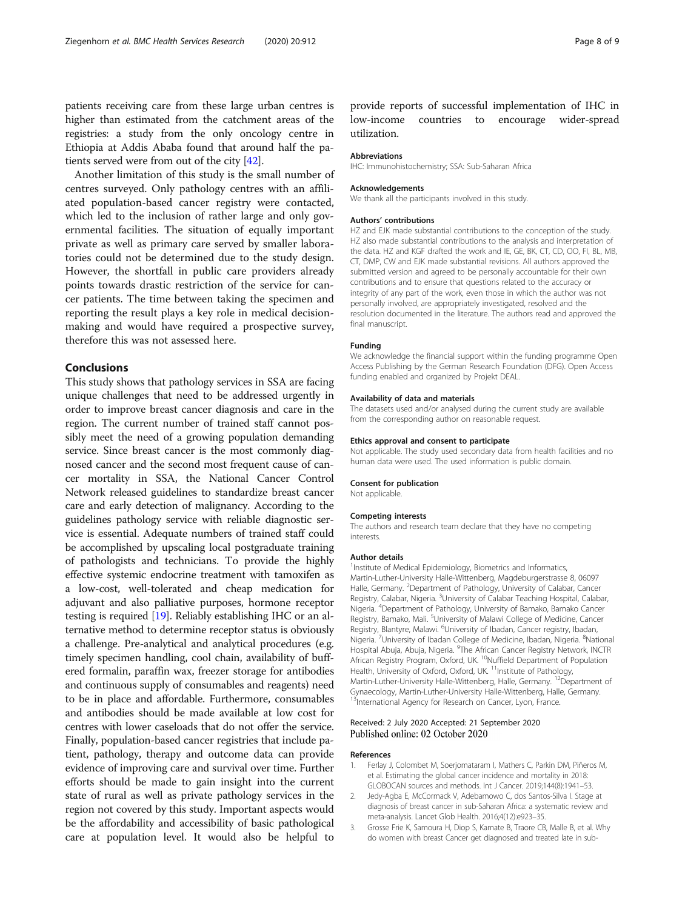patients receiving care from these large urban centres is higher than estimated from the catchment areas of the registries: a study from the only oncology centre in Ethiopia at Addis Ababa found that around half the patients served were from out of the city [42].

Another limitation of this study is the small number of centres surveyed. Only pathology centres with an affiliated population-based cancer registry were contacted, which led to the inclusion of rather large and only governmental facilities. The situation of equally important private as well as primary care served by smaller laboratories could not be determined due to the study design. However, the shortfall in public care providers already points towards drastic restriction of the service for cancer patients. The time between taking the specimen and reporting the result plays a key role in medical decision-making and would have required a prospective survey, therefore this was not assessed here.

## Conclusions

This study shows that pathology services in SSA are facing unique challenges that need to be addressed urgently in order to improve breast cancer diagnosis and care in the region. The current number of trained staff cannot possibly meet the need of a growing population demanding service. Since breast cancer is the most commonly diagnosed cancer and the second most frequent cause of cancer mortality in SSA, the National Cancer Control Network released guidelines to standardize breast cancer care and early detection of malignancy. According to the guidelines pathology service with reliable diagnostic service is essential. Adequate numbers of trained staff could be accomplished by upscaling local postgraduate training of pathologists and technicians. To provide the highly effective systemic endocrine treatment with tamoxifen as a low-cost, well-tolerated and cheap medication for adjuvant and also palliative purposes, hormone receptor testing is required [19]. Reliably establishing IHC or an alternative method to determine receptor status is obviously a challenge. Pre-analytical and analytical procedures (e.g. timely specimen handling, cool chain, availability of buffered formalin, paraffin wax, freezer storage for antibodies and continuous supply of consumables and reagents) need to be in place and affordable. Furthermore, consumables and antibodies should be made available at low cost for centres with lower caseloads that do not offer the service. Finally, population-based cancer registries that include patient, pathology, therapy and outcome data can provide evidence of improving care and survival over time. Further efforts should be made to gain insight into the current state of rural as well as private pathology services in the region not covered by this study. Important aspects would be the affordability and accessibility of basic pathological care at population level. It would also be helpful to provide reports of successful implementation of IHC in low-income countries to encourage wider-spread utilization.

### Abbreviations

IHC: Immunohistochemistry; SSA: Sub-Saharan Africa

### Acknowledgements

We thank all the participants involved in this study.

### Authors' contributions

HZ and EJK made substantial contributions to the conception of the study. HZ also made substantial contributions to the analysis and interpretation of the data. HZ and KGF drafted the work and IE, GE, BK, CT, CD, OO, FI, BL, MB, CT, DMP, CW and EJK made substantial revisions. All authors approved the submitted version and agreed to be personally accountable for their own contributions and to ensure that questions related to the accuracy or integrity of any part of the work, even those in which the author was not personally involved, are appropriately investigated, resolved and the resolution documented in the literature. The authors read and approved the final manuscript.

### Funding

We acknowledge the financial support within the funding programme Open Access Publishing by the German Research Foundation (DFG). Open Access funding enabled and organized by Projekt DEAL.

### Availability of data and materials

The datasets used and/or analysed during the current study are available from the corresponding author on reasonable request.

### Ethics approval and consent to participate

Not applicable. The study used secondary data from health facilities and no human data were used. The used information is public domain.

### Consent for publication

Not applicable.

### Competing interests

The authors and research team declare that they have no competing interests.

### Author details

[1]Institute of Medical Epidemiology, Biometrics and Informatics, Martin-Luther-University Halle-Wittenberg, Magdeburgerstrasse 8, 06097 Halle, Germany. [2]Department of Pathology, University of Calabar, Cancer Registry, Calabar, Nigeria. [3]University of Calabar Teaching Hospital, Calabar, Nigeria. [4]Department of Pathology, University of Bamako, Bamako Cancer Registry, Bamako, Mali. [5]University of Malawi College of Medicine, Cancer Registry, Blantyre, Malawi. [6]University of Ibadan, Cancer registry, Ibadan, Nigeria. [7]University of Ibadan College of Medicine, Ibadan, Nigeria. [8]National Hospital Abuja, Abuja, Nigeria. [9]The African Cancer Registry Network, INCTR African Registry Program, Oxford, UK. [10]Nuffield Department of Population Health, University of Oxford, Oxford, UK. [11]Institute of Pathology, Martin-Luther-University Halle-Wittenberg, Halle, Germany. [12]Department of Gynaecology, Martin-Luther-University Halle-Wittenberg, Halle, Germany. [13]International Agency for Research on Cancer, Lyon, France.

Received: 2 July 2020 Accepted: 21 September 2020
Published online: 02 October 2020

### References

1. Ferlay J, Colombet M, Soerjomataram I, Mathers C, Parkin DM, Piñeros M, et al. Estimating the global cancer incidence and mortality in 2018: GLOBOCAN sources and methods. Int J Cancer. 2019;144(8):1941–53.
2. Jedy-Agba E, McCormack V, Adebamowo C, dos Santos-Silva I. Stage at diagnosis of breast cancer in sub-Saharan Africa: a systematic review and meta-analysis. Lancet Glob Health. 2016;4(12):e923–35.
3. Grosse Frie K, Samoura H, Diop S, Kamate B, Traore CB, Malle B, et al. Why do women with breast Cancer get diagnosed and treated late in sub-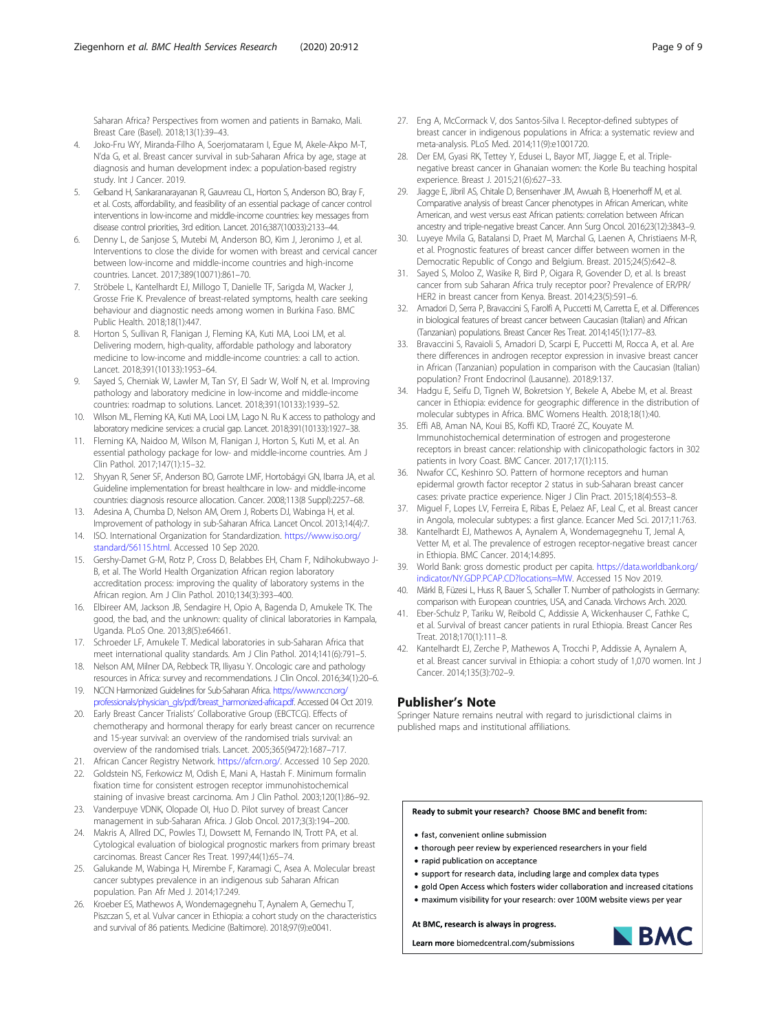Saharan Africa? Perspectives from women and patients in Bamako, Mali. Breast Care (Basel). 2018;13(1):39–43.

4. Joko-Fru WY, Miranda-Filho A, Soerjomataram I, Egue M, Akele-Akpo M-T, N'da G, et al. Breast cancer survival in sub-Saharan Africa by age, stage at diagnosis and human development index: a population-based registry study. Int J Cancer. 2019.
5. Gelband H, Sankaranarayanan R, Gauvreau CL, Horton S, Anderson BO, Bray F, et al. Costs, affordability, and feasibility of an essential package of cancer control interventions in low-income and middle-income countries: key messages from disease control priorities, 3rd edition. Lancet. 2016;387(10033):2133–44.
6. Denny L, de Sanjose S, Mutebi M, Anderson BO, Kim J, Jeronimo J, et al. Interventions to close the divide for women with breast and cervical cancer between low-income and middle-income and high-income countries. Lancet. 2017;389(10071):861–70.
7. Ströbele L, Kantelhardt EJ, Millogo T, Danielle TF, Sarigda M, Wacker J, Grosse Frie K. Prevalence of breast-related symptoms, health care seeking behaviour and diagnostic needs among women in Burkina Faso. BMC Public Health. 2018;18(1):447.
8. Horton S, Sullivan R, Flanigan J, Fleming KA, Kuti MA, Looi LM, et al. Delivering modern, high-quality, affordable pathology and laboratory medicine to low-income and middle-income countries: a call to action. Lancet. 2018;391(10133):1953–64.
9. Sayed S, Cherniak W, Lawler M, Tan SY, El Sadr W, Wolf N, et al. Improving pathology and laboratory medicine in low-income and middle-income countries: roadmap to solutions. Lancet. 2018;391(10133):1939–52.
10. Wilson ML, Fleming KA, Kuti MA, Looi LM, Lago N. Ru K access to pathology and laboratory medicine services: a crucial gap. Lancet. 2018;391(10133):1927–38.
11. Fleming KA, Naidoo M, Wilson M, Flanigan J, Horton S, Kuti M, et al. An essential pathology package for low- and middle-income countries. Am J Clin Pathol. 2017;147(1):15–32.
12. Shyyan R, Sener SF, Anderson BO, Garrote LMF, Hortobágyi GN, Ibarra JA, et al. Guideline implementation for breast healthcare in low- and middle-income countries: diagnosis resource allocation. Cancer. 2008;113(8 Suppl):2257–68.
13. Adesina A, Chumba D, Nelson AM, Orem J, Roberts DJ, Wabinga H, et al. Improvement of pathology in sub-Saharan Africa. Lancet Oncol. 2013;14(4):7.
14. ISO. International Organization for Standardization. https://www.iso.org/standard/56115.html. Accessed 10 Sep 2020.
15. Gershy-Damet G-M, Rotz P, Cross D, Belabbes EH, Cham F, Ndihokubwayo J-B, et al. The World Health Organization African region laboratory accreditation process: improving the quality of laboratory systems in the African region. Am J Clin Pathol. 2010;134(3):393–400.
16. Elbireer AM, Jackson JB, Sendagire H, Opio A, Bagenda D, Amukele TK. The good, the bad, and the unknown: quality of clinical laboratories in Kampala, Uganda. PLoS One. 2013;8(5):e64661.
17. Schroeder LF, Amukele T. Medical laboratories in sub-Saharan Africa that meet international quality standards. Am J Clin Pathol. 2014;141(6):791–5.
18. Nelson AM, Milner DA, Rebbeck TR, Iliyasu Y. Oncologic care and pathology resources in Africa: survey and recommendations. J Clin Oncol. 2016;34(1):20–6.
19. NCCN Harmonized Guidelines for Sub-Saharan Africa. https://www.nccn.org/professionals/physician_gls/pdf/breast_harmonized-africa.pdf. Accessed 04 Oct 2019.
20. Early Breast Cancer Trialists' Collaborative Group (EBCTCG). Effects of chemotherapy and hormonal therapy for early breast cancer on recurrence and 15-year survival: an overview of the randomised trials. Lancet. 2005;365(9472):1687–717.
21. African Cancer Registry Network. https://afcrn.org/. Accessed 10 Sep 2020.
22. Goldstein NS, Ferkowicz M, Odish E, Mani A, Hastah F. Minimum formalin fixation time for consistent estrogen receptor immunohistochemical staining of invasive breast carcinoma. Am J Clin Pathol. 2003;120(1):86–92.
23. Vanderpuye VDNK, Olopade OI, Huo D. Pilot survey of breast Cancer management in sub-Saharan Africa. J Glob Oncol. 2017;3(3):194–200.
24. Makris A, Allred DC, Powles TJ, Dowsett M, Fernando IN, Trott PA, et al. Cytological evaluation of biological prognostic markers from primary breast carcinomas. Breast Cancer Res Treat. 1997;44(1):65–74.
25. Galukande M, Wabinga H, Mirembe F, Karamagi C, Asea A. Molecular breast cancer subtypes prevalence in an indigenous sub Saharan African population. Pan Afr Med J. 2014;17:249.
26. Kroeber ES, Mathewos A, Wondemagegnehu T, Aynalem A, Gemechu T, Piszczan S, et al. Vulvar cancer in Ethiopia: a cohort study on the characteristics and survival of 86 patients. Medicine (Baltimore). 2018;97(9):e0041.
27. Eng A, McCormack V, dos Santos-Silva I. Receptor-defined subtypes of breast cancer in indigenous populations in Africa: a systematic review and meta-analysis. PLoS Med. 2014;11(9):e1001720.
28. Der EM, Gyasi RK, Tettey Y, Edusei L, Bayor MT, Jiagge E, et al. Triple-negative breast cancer in Ghanaian women: the Korle Bu teaching hospital experience. Breast J. 2015;21(6):627–33.
29. Jiagge E, Jibril AS, Chitale D, Bensenhaver JM, Awuah B, Hoenerhoff M, et al. Comparative analysis of breast Cancer phenotypes in African American, white American, and west versus east African patients: correlation between African ancestry and triple-negative breast Cancer. Ann Surg Oncol. 2016;23(12):3843–9.
30. Luyeye Mvila G, Batalansi D, Praet M, Marchal G, Laenen A, Christiaens M-R, et al. Prognostic features of breast cancer differ between women in the Democratic Republic of Congo and Belgium. Breast. 2015;24(5):642–8.
31. Sayed S, Moloo Z, Wasike R, Bird P, Oigara R, Govender D, et al. Is breast cancer from sub Saharan Africa truly receptor poor? Prevalence of ER/PR/HER2 in breast cancer from Kenya. Breast. 2014;23(5):591–6.
32. Amadori D, Serra P, Bravaccini S, Farolfi A, Puccetti M, Carretta E, et al. Differences in biological features of breast cancer between Caucasian (Italian) and African (Tanzanian) populations. Breast Cancer Res Treat. 2014;145(1):177–83.
33. Bravaccini S, Ravaioli S, Amadori D, Scarpi E, Puccetti M, Rocca A, et al. Are there differences in androgen receptor expression in invasive breast cancer in African (Tanzanian) population in comparison with the Caucasian (Italian) population? Front Endocrinol (Lausanne). 2018;9:137.
34. Hadgu E, Seifu D, Tigneh W, Bokretsion Y, Bekele A, Abebe M, et al. Breast cancer in Ethiopia: evidence for geographic difference in the distribution of molecular subtypes in Africa. BMC Womens Health. 2018;18(1):40.
35. Effi AB, Aman NA, Koui BS, Koffi KD, Traoré ZC, Kouyate M. Immunohistochemical determination of estrogen and progesterone receptors in breast cancer: relationship with clinicopathologic factors in 302 patients in Ivory Coast. BMC Cancer. 2017;17(1):115.
36. Nwafor CC, Keshinro SO. Pattern of hormone receptors and human epidermal growth factor receptor 2 status in sub-Saharan breast cancer cases: private practice experience. Niger J Clin Pract. 2015;18(4):553–8.
37. Miguel F, Lopes LV, Ferreira E, Ribas E, Pelaez AF, Leal C, et al. Breast cancer in Angola, molecular subtypes: a first glance. Ecancer Med Sci. 2017;11:763.
38. Kantelhardt EJ, Mathewos A, Aynalem A, Wondemagegnehu T, Jemal A, Vetter M, et al. The prevalence of estrogen receptor-negative breast cancer in Ethiopia. BMC Cancer. 2014;14:895.
39. World Bank: gross domestic product per capita. https://data.worldbank.org/indicator/NY.GDP.PCAP.CD?locations=MW. Accessed 15 Nov 2019.
40. Märkl B, Füzesi L, Huss R, Bauer S, Schaller T. Number of pathologists in Germany: comparison with European countries, USA, and Canada. Virchows Arch. 2020.
41. Eber-Schulz P, Tariku W, Reibold C, Addissie A, Wickenhauser C, Fathke C, et al. Survival of breast cancer patients in rural Ethiopia. Breast Cancer Res Treat. 2018;170(1):111–8.
42. Kantelhardt EJ, Zerche P, Mathewos A, Trocchi P, Addissie A, Aynalem A, et al. Breast cancer survival in Ethiopia: a cohort study of 1,070 women. Int J Cancer. 2014;135(3):702–9.

## Publisher's Note

Springer Nature remains neutral with regard to jurisdictional claims in published maps and institutional affiliations.

**Ready to submit your research? Choose BMC and benefit from:**

- fast, convenient online submission
- thorough peer review by experienced researchers in your field
- rapid publication on acceptance
- support for research data, including large and complex data types
- gold Open Access which fosters wider collaboration and increased citations
- maximum visibility for your research: over 100M website views per year

**At BMC, research is always in progress.**

**Learn more** biomedcentral.com/submissions

BMC